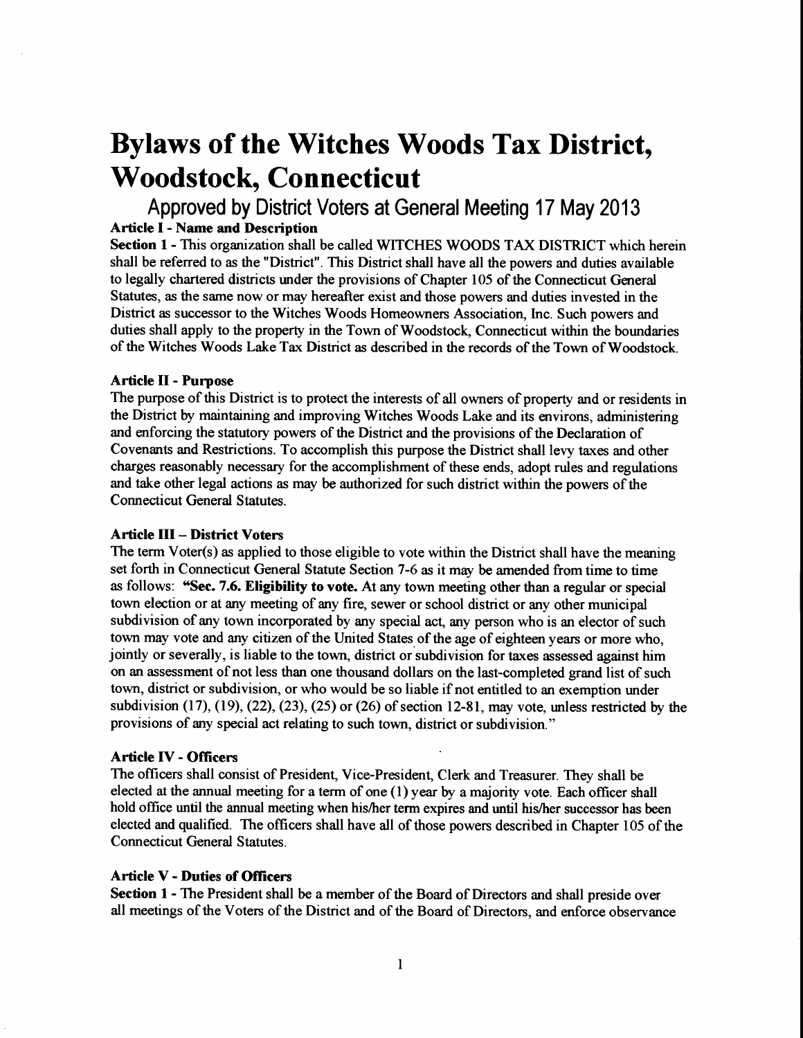# Bylaws of the Witches Woods Tax District, Woodstock, Connecticut

## Approved by District Voters at General Meeting 17 May 2013

### Article I - Name and Description

**Section 1** - This organization shall be called WITCHES WOODS TAX DISTRICT which herein shall be referred to as the "District". This District shall have all the powers and duties available to legally chartered districts under the provisions of Chapter 105 of the Connecticut General Statutes, as the same now or may hereafter exist and those powers and duties invested in the District as successor to the Witches Woods Homeowners Association, Inc. Such powers and duties shall apply to the property in the Town of Woodstock, Connecticut within the boundaries of the Witches Woods Lake Tax District as described in the records of the Town of Woodstock.

### Article II - Purpose

The purpose of this District is to protect the interests of all owners of property and or residents in the District by maintaining and improving Witches Woods Lake and its environs, administering and enforcing the statutory powers of the District and the provisions of the Declaration of Covenants and Restrictions. To accomplish this purpose the District shall levy taxes and other charges reasonably necessary for the accomplishment of these ends, adopt rules and regulations and take other legal actions as may be authorized for such district within the powers of the Connecticut General Statutes.

### Article III – District Voters

The term Voter(s) as applied to those eligible to vote within the District shall have the meaning set forth in Connecticut General Statute Section 7-6 as it may be amended from time to time as follows: **"Sec. 7.6. Eligibility to vote.** At any town meeting other than a regular or special town election or at any meeting of any fire, sewer or school district or any other municipal subdivision of any town incorporated by any special act, any person who is an elector of such town may vote and any citizen of the United States of the age of eighteen years or more who, jointly or severally, is liable to the town, district or subdivision for taxes assessed against him on an assessment of not less than one thousand dollars on the last-completed grand list of such town, district or subdivision, or who would be so liable if not entitled to an exemption under subdivision (17), (19), (22), (23), (25) or (26) of section 12-81, may vote, unless restricted by the provisions of any special act relating to such town, district or subdivision."

### Article IV - Officers

The officers shall consist of President, Vice-President, Clerk and Treasurer. They shall be elected at the annual meeting for a term of one (1) year by a majority vote. Each officer shall hold office until the annual meeting when his/her term expires and until his/her successor has been elected and qualified. The officers shall have all of those powers described in Chapter 105 of the Connecticut General Statutes.

### Article V - Duties of Officers

**Section 1** - The President shall be a member of the Board of Directors and shall preside over all meetings of the Voters of the District and of the Board of Directors, and enforce observance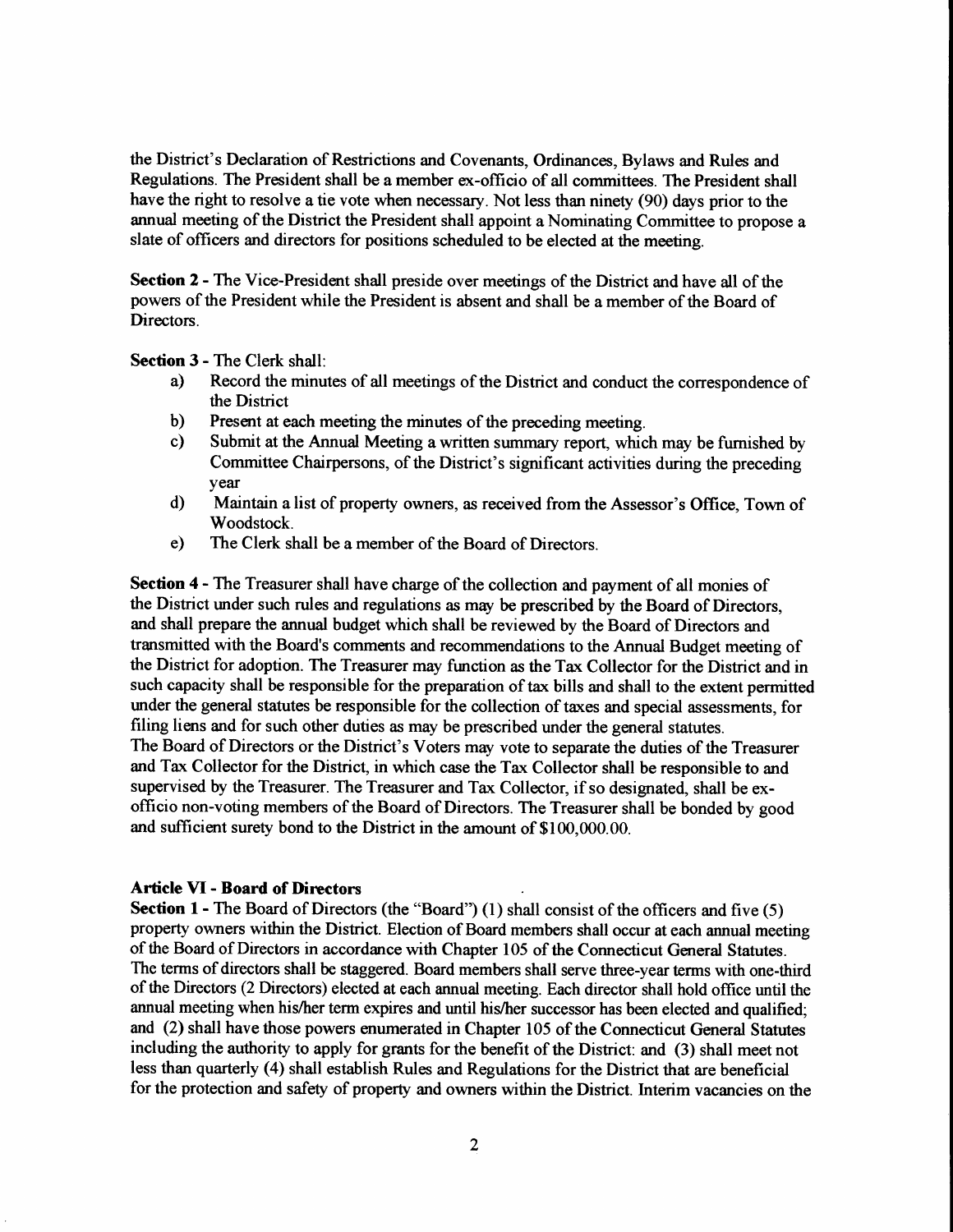the District's Declaration of Restrictions and Covenants, Ordinances, Bylaws and Rules and Regulations. The President shall be a member ex-officio of all committees. The President shall have the right to resolve a tie vote when necessary. Not less than ninety (90) days prior to the annual meeting of the District the President shall appoint a Nominating Committee to propose a slate of officers and directors for positions scheduled to be elected at the meeting.

**Section 2** - The Vice-President shall preside over meetings of the District and have all of the powers of the President while the President is absent and shall be a member of the Board of Directors.

**Section 3** - The Clerk shall:

a) Record the minutes of all meetings of the District and conduct the correspondence of the District

b) Present at each meeting the minutes of the preceding meeting.

c) Submit at the Annual Meeting a written summary report, which may be furnished by Committee Chairpersons, of the District's significant activities during the preceding year

d) Maintain a list of property owners, as received from the Assessor's Office, Town of Woodstock.

e) The Clerk shall be a member of the Board of Directors.

**Section 4** - The Treasurer shall have charge of the collection and payment of all monies of the District under such rules and regulations as may be prescribed by the Board of Directors, and shall prepare the annual budget which shall be reviewed by the Board of Directors and transmitted with the Board's comments and recommendations to the Annual Budget meeting of the District for adoption. The Treasurer may function as the Tax Collector for the District and in such capacity shall be responsible for the preparation of tax bills and shall to the extent permitted under the general statutes be responsible for the collection of taxes and special assessments, for filing liens and for such other duties as may be prescribed under the general statutes.
The Board of Directors or the District's Voters may vote to separate the duties of the Treasurer and Tax Collector for the District, in which case the Tax Collector shall be responsible to and supervised by the Treasurer. The Treasurer and Tax Collector, if so designated, shall be ex-officio non-voting members of the Board of Directors. The Treasurer shall be bonded by good and sufficient surety bond to the District in the amount of $100,000.00.

**Article VI - Board of Directors**

**Section 1** - The Board of Directors (the "Board") (1) shall consist of the officers and five (5) property owners within the District. Election of Board members shall occur at each annual meeting of the Board of Directors in accordance with Chapter 105 of the Connecticut General Statutes. The terms of directors shall be staggered. Board members shall serve three-year terms with one-third of the Directors (2 Directors) elected at each annual meeting. Each director shall hold office until the annual meeting when his/her term expires and until his/her successor has been elected and qualified; and (2) shall have those powers enumerated in Chapter 105 of the Connecticut General Statutes including the authority to apply for grants for the benefit of the District: and (3) shall meet not less than quarterly (4) shall establish Rules and Regulations for the District that are beneficial for the protection and safety of property and owners within the District. Interim vacancies on the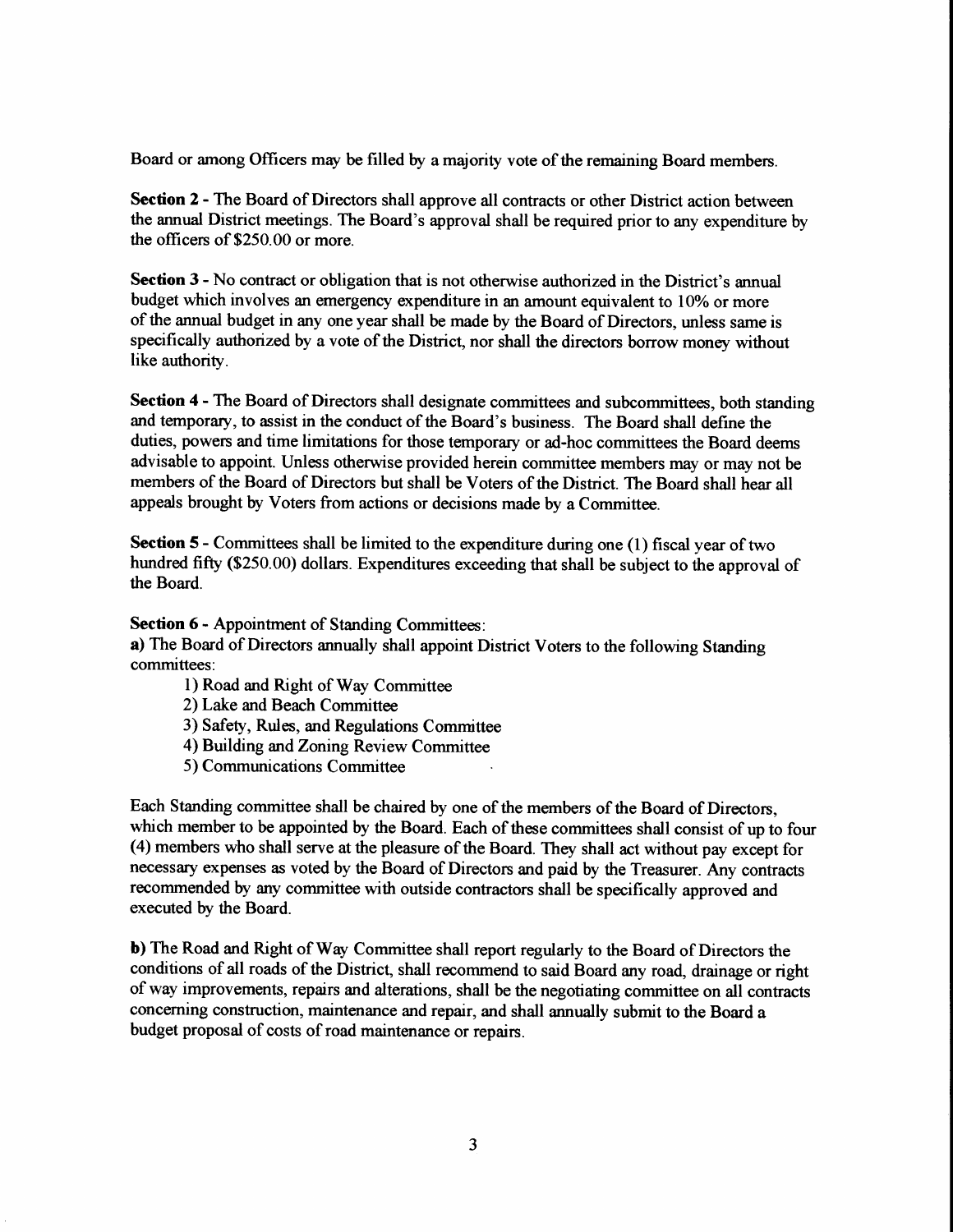Board or among Officers may be filled by a majority vote of the remaining Board members.

**Section 2** - The Board of Directors shall approve all contracts or other District action between the annual District meetings. The Board's approval shall be required prior to any expenditure by the officers of $250.00 or more.

**Section 3** - No contract or obligation that is not otherwise authorized in the District's annual budget which involves an emergency expenditure in an amount equivalent to 10% or more of the annual budget in any one year shall be made by the Board of Directors, unless same is specifically authorized by a vote of the District, nor shall the directors borrow money without like authority.

**Section 4** - The Board of Directors shall designate committees and subcommittees, both standing and temporary, to assist in the conduct of the Board's business. The Board shall define the duties, powers and time limitations for those temporary or ad-hoc committees the Board deems advisable to appoint. Unless otherwise provided herein committee members may or may not be members of the Board of Directors but shall be Voters of the District. The Board shall hear all appeals brought by Voters from actions or decisions made by a Committee.

**Section 5** - Committees shall be limited to the expenditure during one (1) fiscal year of two hundred fifty ($250.00) dollars. Expenditures exceeding that shall be subject to the approval of the Board.

**Section 6** - Appointment of Standing Committees:

**a)** The Board of Directors annually shall appoint District Voters to the following Standing committees:

1) Road and Right of Way Committee
2) Lake and Beach Committee
3) Safety, Rules, and Regulations Committee
4) Building and Zoning Review Committee
5) Communications Committee

Each Standing committee shall be chaired by one of the members of the Board of Directors, which member to be appointed by the Board. Each of these committees shall consist of up to four (4) members who shall serve at the pleasure of the Board. They shall act without pay except for necessary expenses as voted by the Board of Directors and paid by the Treasurer. Any contracts recommended by any committee with outside contractors shall be specifically approved and executed by the Board.

**b)** The Road and Right of Way Committee shall report regularly to the Board of Directors the conditions of all roads of the District, shall recommend to said Board any road, drainage or right of way improvements, repairs and alterations, shall be the negotiating committee on all contracts concerning construction, maintenance and repair, and shall annually submit to the Board a budget proposal of costs of road maintenance or repairs.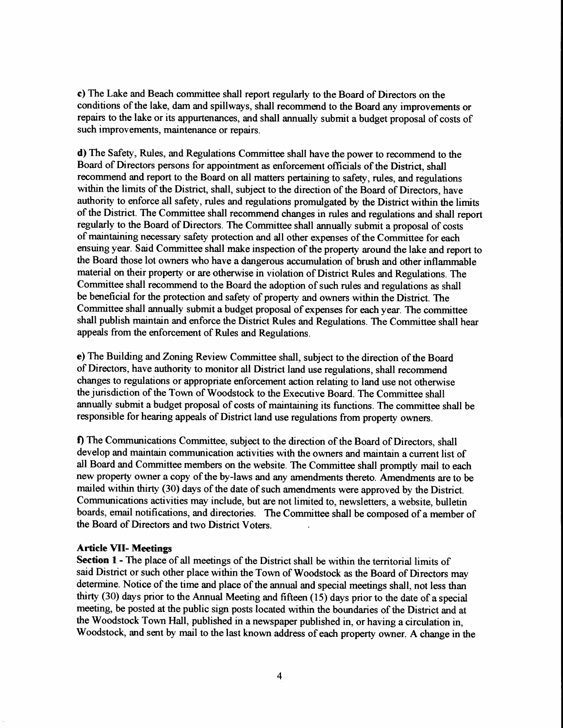**c)** The Lake and Beach committee shall report regularly to the Board of Directors on the conditions of the lake, dam and spillways, shall recommend to the Board any improvements or repairs to the lake or its appurtenances, and shall annually submit a budget proposal of costs of such improvements, maintenance or repairs.

**d)** The Safety, Rules, and Regulations Committee shall have the power to recommend to the Board of Directors persons for appointment as enforcement officials of the District, shall recommend and report to the Board on all matters pertaining to safety, rules, and regulations within the limits of the District, shall, subject to the direction of the Board of Directors, have authority to enforce all safety, rules and regulations promulgated by the District within the limits of the District. The Committee shall recommend changes in rules and regulations and shall report regularly to the Board of Directors. The Committee shall annually submit a proposal of costs of maintaining necessary safety protection and all other expenses of the Committee for each ensuing year. Said Committee shall make inspection of the property around the lake and report to the Board those lot owners who have a dangerous accumulation of brush and other inflammable material on their property or are otherwise in violation of District Rules and Regulations. The Committee shall recommend to the Board the adoption of such rules and regulations as shall be beneficial for the protection and safety of property and owners within the District. The Committee shall annually submit a budget proposal of expenses for each year. The committee shall publish maintain and enforce the District Rules and Regulations. The Committee shall hear appeals from the enforcement of Rules and Regulations.

**e)** The Building and Zoning Review Committee shall, subject to the direction of the Board of Directors, have authority to monitor all District land use regulations, shall recommend changes to regulations or appropriate enforcement action relating to land use not otherwise the jurisdiction of the Town of Woodstock to the Executive Board. The Committee shall annually submit a budget proposal of costs of maintaining its functions. The committee shall be responsible for hearing appeals of District land use regulations from property owners.

**f)** The Communications Committee, subject to the direction of the Board of Directors, shall develop and maintain communication activities with the owners and maintain a current list of all Board and Committee members on the website. The Committee shall promptly mail to each new property owner a copy of the by-laws and any amendments thereto. Amendments are to be mailed within thirty (30) days of the date of such amendments were approved by the District. Communications activities may include, but are not limited to, newsletters, a website, bulletin boards, email notifications, and directories. The Committee shall be composed of a member of the Board of Directors and two District Voters.

**Article VII- Meetings**

**Section 1** - The place of all meetings of the District shall be within the territorial limits of said District or such other place within the Town of Woodstock as the Board of Directors may determine. Notice of the time and place of the annual and special meetings shall, not less than thirty (30) days prior to the Annual Meeting and fifteen (15) days prior to the date of a special meeting, be posted at the public sign posts located within the boundaries of the District and at the Woodstock Town Hall, published in a newspaper published in, or having a circulation in, Woodstock, and sent by mail to the last known address of each property owner. A change in the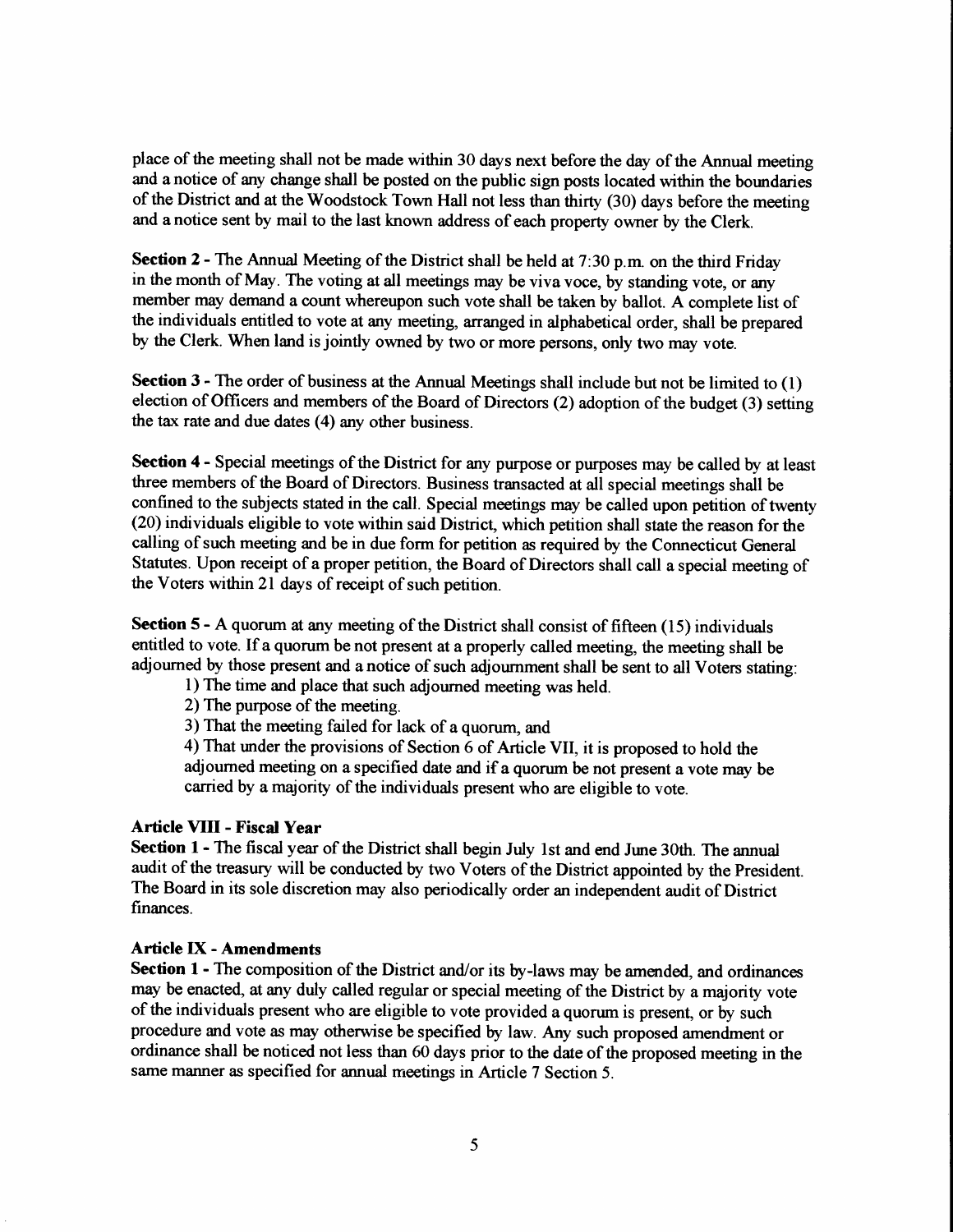place of the meeting shall not be made within 30 days next before the day of the Annual meeting and a notice of any change shall be posted on the public sign posts located within the boundaries of the District and at the Woodstock Town Hall not less than thirty (30) days before the meeting and a notice sent by mail to the last known address of each property owner by the Clerk.

**Section 2 -** The Annual Meeting of the District shall be held at 7:30 p.m. on the third Friday in the month of May. The voting at all meetings may be viva voce, by standing vote, or any member may demand a count whereupon such vote shall be taken by ballot. A complete list of the individuals entitled to vote at any meeting, arranged in alphabetical order, shall be prepared by the Clerk. When land is jointly owned by two or more persons, only two may vote.

**Section 3 -** The order of business at the Annual Meetings shall include but not be limited to (1) election of Officers and members of the Board of Directors (2) adoption of the budget (3) setting the tax rate and due dates (4) any other business.

**Section 4 -** Special meetings of the District for any purpose or purposes may be called by at least three members of the Board of Directors. Business transacted at all special meetings shall be confined to the subjects stated in the call. Special meetings may be called upon petition of twenty (20) individuals eligible to vote within said District, which petition shall state the reason for the calling of such meeting and be in due form for petition as required by the Connecticut General Statutes. Upon receipt of a proper petition, the Board of Directors shall call a special meeting of the Voters within 21 days of receipt of such petition.

**Section 5 -** A quorum at any meeting of the District shall consist of fifteen (15) individuals entitled to vote. If a quorum be not present at a properly called meeting, the meeting shall be adjourned by those present and a notice of such adjournment shall be sent to all Voters stating:

1) The time and place that such adjourned meeting was held.
2) The purpose of the meeting.
3) That the meeting failed for lack of a quorum, and
4) That under the provisions of Section 6 of Article VII, it is proposed to hold the adjourned meeting on a specified date and if a quorum be not present a vote may be carried by a majority of the individuals present who are eligible to vote.

**Article VIII - Fiscal Year**

**Section 1 -** The fiscal year of the District shall begin July 1st and end June 30th. The annual audit of the treasury will be conducted by two Voters of the District appointed by the President. The Board in its sole discretion may also periodically order an independent audit of District finances.

**Article IX - Amendments**

**Section 1 -** The composition of the District and/or its by-laws may be amended, and ordinances may be enacted, at any duly called regular or special meeting of the District by a majority vote of the individuals present who are eligible to vote provided a quorum is present, or by such procedure and vote as may otherwise be specified by law. Any such proposed amendment or ordinance shall be noticed not less than 60 days prior to the date of the proposed meeting in the same manner as specified for annual meetings in Article 7 Section 5.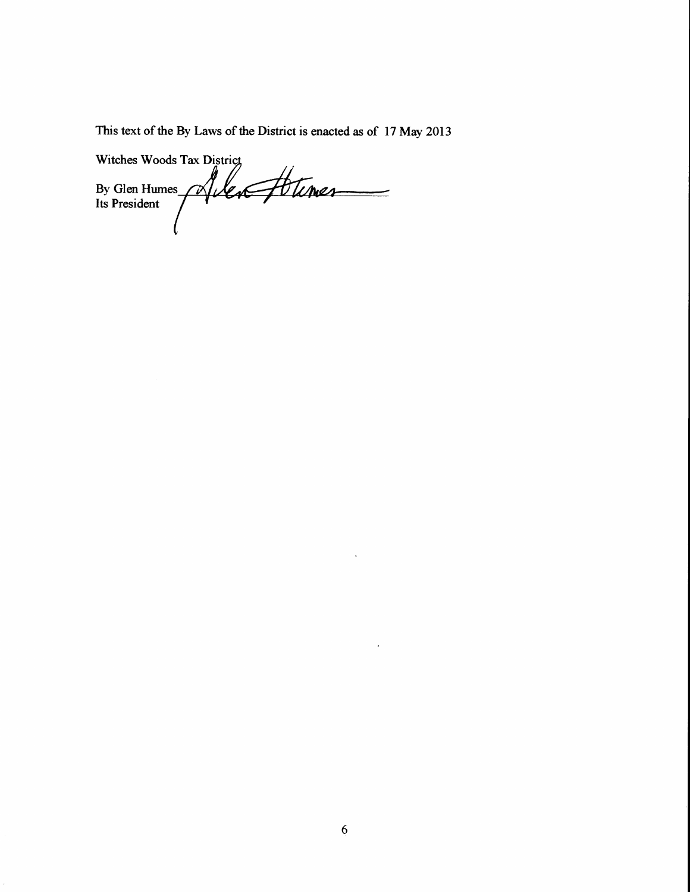This text of the By Laws of the District is enacted as of 17 May 2013

Witches Woods Tax District

By Glen Humes\_\_\_\_\_\_\_\_\_\_\_\_\_\_\_\_\_\_\_\_
Its President